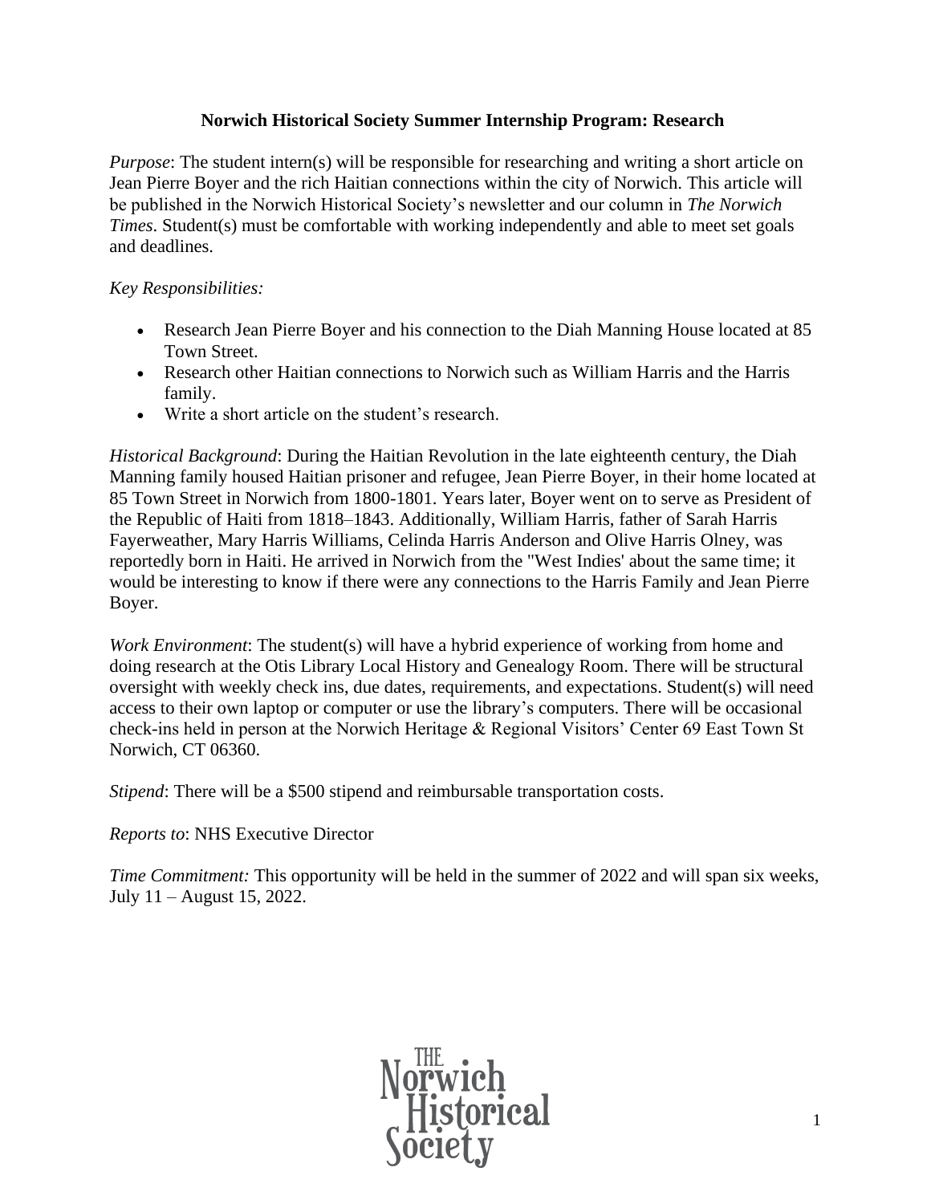# Norwich Historical Society Summer Internship Program: Research

*Purpose*: The student intern(s) will be responsible for researching and writing a short article on Jean Pierre Boyer and the rich Haitian connections within the city of Norwich. This article will be published in the Norwich Historical Society's newsletter and our column in *The Norwich Times*. Student(s) must be comfortable with working independently and able to meet set goals and deadlines.

*Key Responsibilities:*

- Research Jean Pierre Boyer and his connection to the Diah Manning House located at 85 Town Street.
- Research other Haitian connections to Norwich such as William Harris and the Harris family.
- Write a short article on the student's research.

*Historical Background*: During the Haitian Revolution in the late eighteenth century, the Diah Manning family housed Haitian prisoner and refugee, Jean Pierre Boyer, in their home located at 85 Town Street in Norwich from 1800-1801. Years later, Boyer went on to serve as President of the Republic of Haiti from 1818–1843. Additionally, William Harris, father of Sarah Harris Fayerweather, Mary Harris Williams, Celinda Harris Anderson and Olive Harris Olney, was reportedly born in Haiti. He arrived in Norwich from the "West Indies' about the same time; it would be interesting to know if there were any connections to the Harris Family and Jean Pierre Boyer.

*Work Environment*: The student(s) will have a hybrid experience of working from home and doing research at the Otis Library Local History and Genealogy Room. There will be structural oversight with weekly check ins, due dates, requirements, and expectations. Student(s) will need access to their own laptop or computer or use the library's computers. There will be occasional check-ins held in person at the Norwich Heritage & Regional Visitors' Center 69 East Town St Norwich, CT 06360.

*Stipend*: There will be a $500 stipend and reimbursable transportation costs.

*Reports to*: NHS Executive Director

*Time Commitment:* This opportunity will be held in the summer of 2022 and will span six weeks, July 11 – August 15, 2022.

THE Norwich Historical Society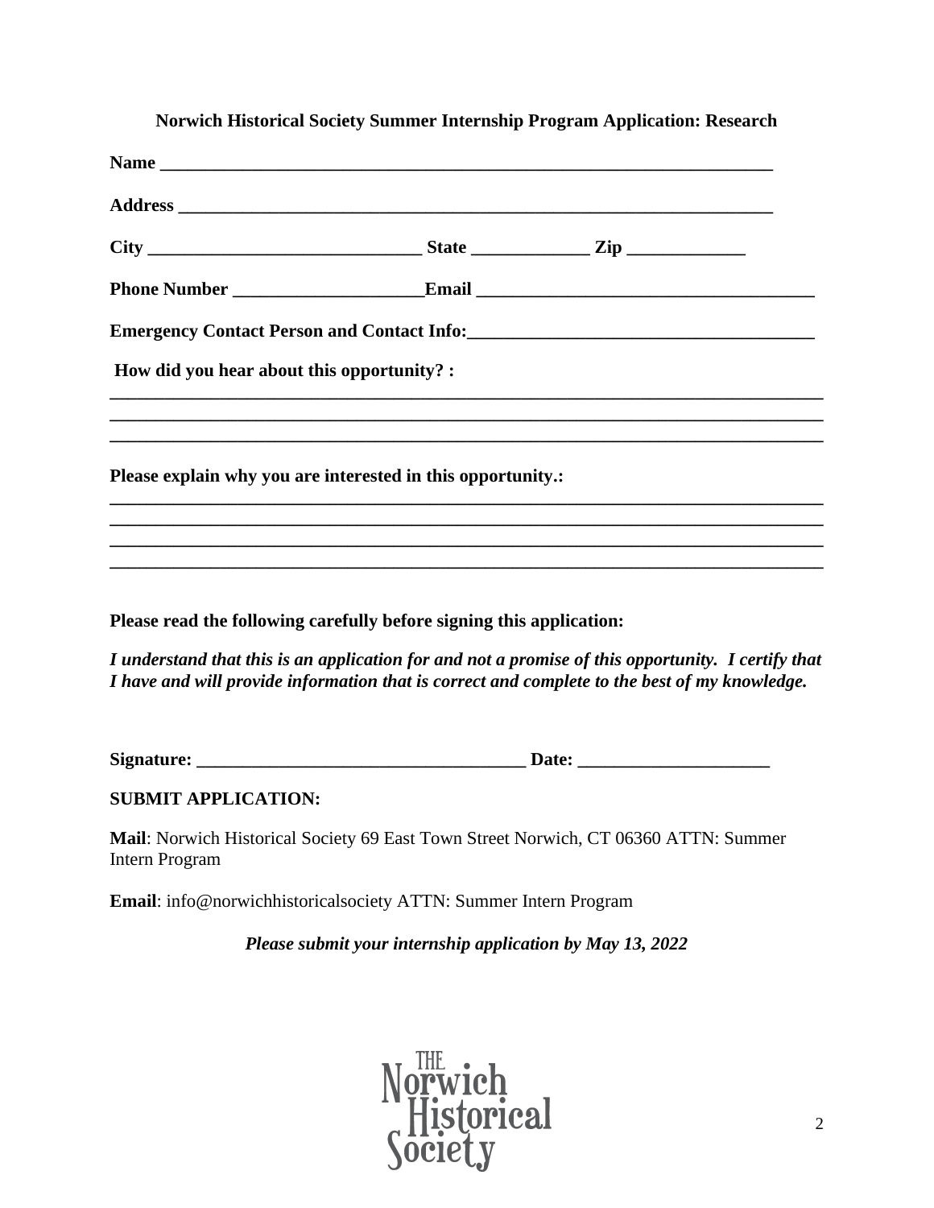**Norwich Historical Society Summer Internship Program Application: Research**

**Name** ______________________________________________________________________

**Address** ____________________________________________________________________

**City** ______________________________ **State** _____________ **Zip** _____________

**Phone Number** _____________________**Email** _____________________________________

**Emergency Contact Person and Contact Info:**______________________________________

**How did you hear about this opportunity? :**

________________________________________________________________________________
________________________________________________________________________________
________________________________________________________________________________

**Please explain why you are interested in this opportunity.:**

________________________________________________________________________________
________________________________________________________________________________
________________________________________________________________________________
________________________________________________________________________________

**Please read the following carefully before signing this application:**

***I understand that this is an application for and not a promise of this opportunity. I certify that I have and will provide information that is correct and complete to the best of my knowledge.***

**Signature:** ____________________________________ **Date:** _____________________

**SUBMIT APPLICATION:**

**Mail**: Norwich Historical Society 69 East Town Street Norwich, CT 06360 ATTN: Summer Intern Program

**Email**: info@norwichhistoricalsociety ATTN: Summer Intern Program

***Please submit your internship application by May 13, 2022***

THE Norwich Historical Society